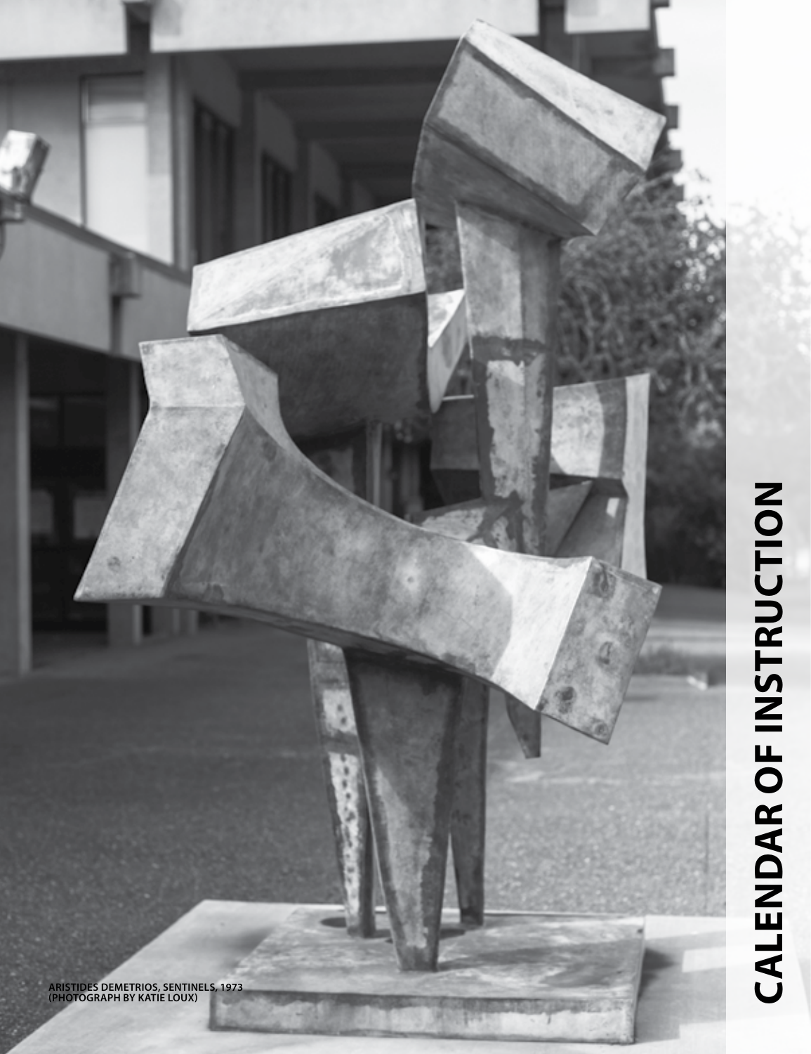# CALENDAR OF INSTRUCTION

ARISTIDES DEMETRIOS, SENTINELS, 1973
(PHOTOGRAPH BY KATIE LOUX)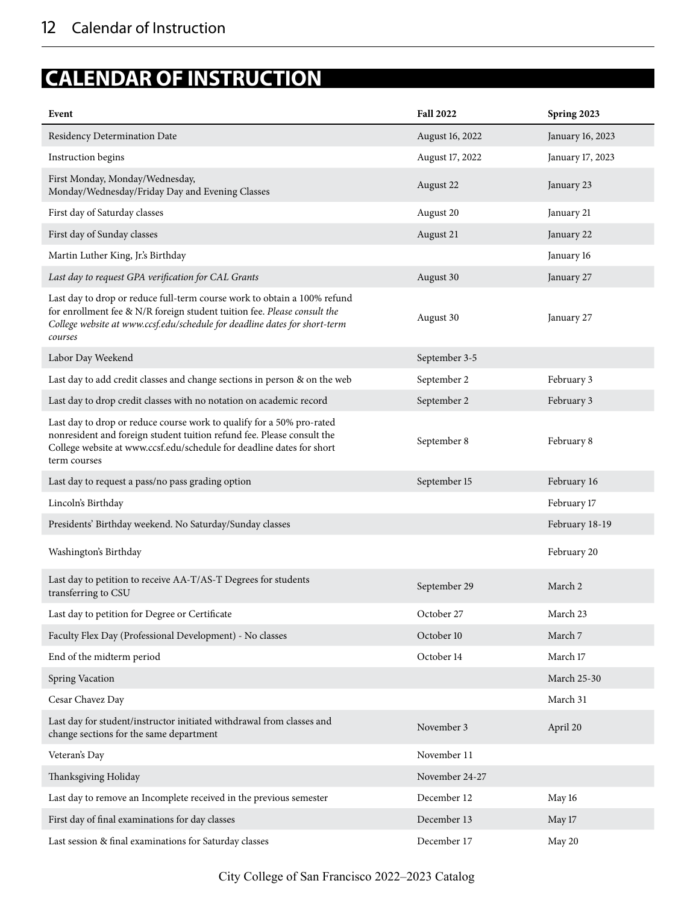# CALENDAR OF INSTRUCTION

| Event | Fall 2022 | Spring 2023 |
|---|---|---|
| Residency Determination Date | August 16, 2022 | January 16, 2023 |
| Instruction begins | August 17, 2022 | January 17, 2023 |
| First Monday, Monday/Wednesday, Monday/Wednesday/Friday Day and Evening Classes | August 22 | January 23 |
| First day of Saturday classes | August 20 | January 21 |
| First day of Sunday classes | August 21 | January 22 |
| Martin Luther King, Jr.'s Birthday | | January 16 |
| *Last day to request GPA verification for CAL Grants* | August 30 | January 27 |
| Last day to drop or reduce full-term course work to obtain a 100% refund for enrollment fee & N/R foreign student tuition fee. *Please consult the College website at www.ccsf.edu/schedule for deadline dates for short-term courses* | August 30 | January 27 |
| Labor Day Weekend | September 3-5 | |
| Last day to add credit classes and change sections in person & on the web | September 2 | February 3 |
| Last day to drop credit classes with no notation on academic record | September 2 | February 3 |
| Last day to drop or reduce course work to qualify for a 50% pro-rated nonresident and foreign student tuition refund fee. Please consult the College website at www.ccsf.edu/schedule for deadline dates for short term courses | September 8 | February 8 |
| Last day to request a pass/no pass grading option | September 15 | February 16 |
| Lincoln's Birthday | | February 17 |
| Presidents' Birthday weekend. No Saturday/Sunday classes | | February 18-19 |
| Washington's Birthday | | February 20 |
| Last day to petition to receive AA-T/AS-T Degrees for students transferring to CSU | September 29 | March 2 |
| Last day to petition for Degree or Certificate | October 27 | March 23 |
| Faculty Flex Day (Professional Development) - No classes | October 10 | March 7 |
| End of the midterm period | October 14 | March 17 |
| Spring Vacation | | March 25-30 |
| Cesar Chavez Day | | March 31 |
| Last day for student/instructor initiated withdrawal from classes and change sections for the same department | November 3 | April 20 |
| Veteran's Day | November 11 | |
| Thanksgiving Holiday | November 24-27 | |
| Last day to remove an Incomplete received in the previous semester | December 12 | May 16 |
| First day of final examinations for day classes | December 13 | May 17 |
| Last session & final examinations for Saturday classes | December 17 | May 20 |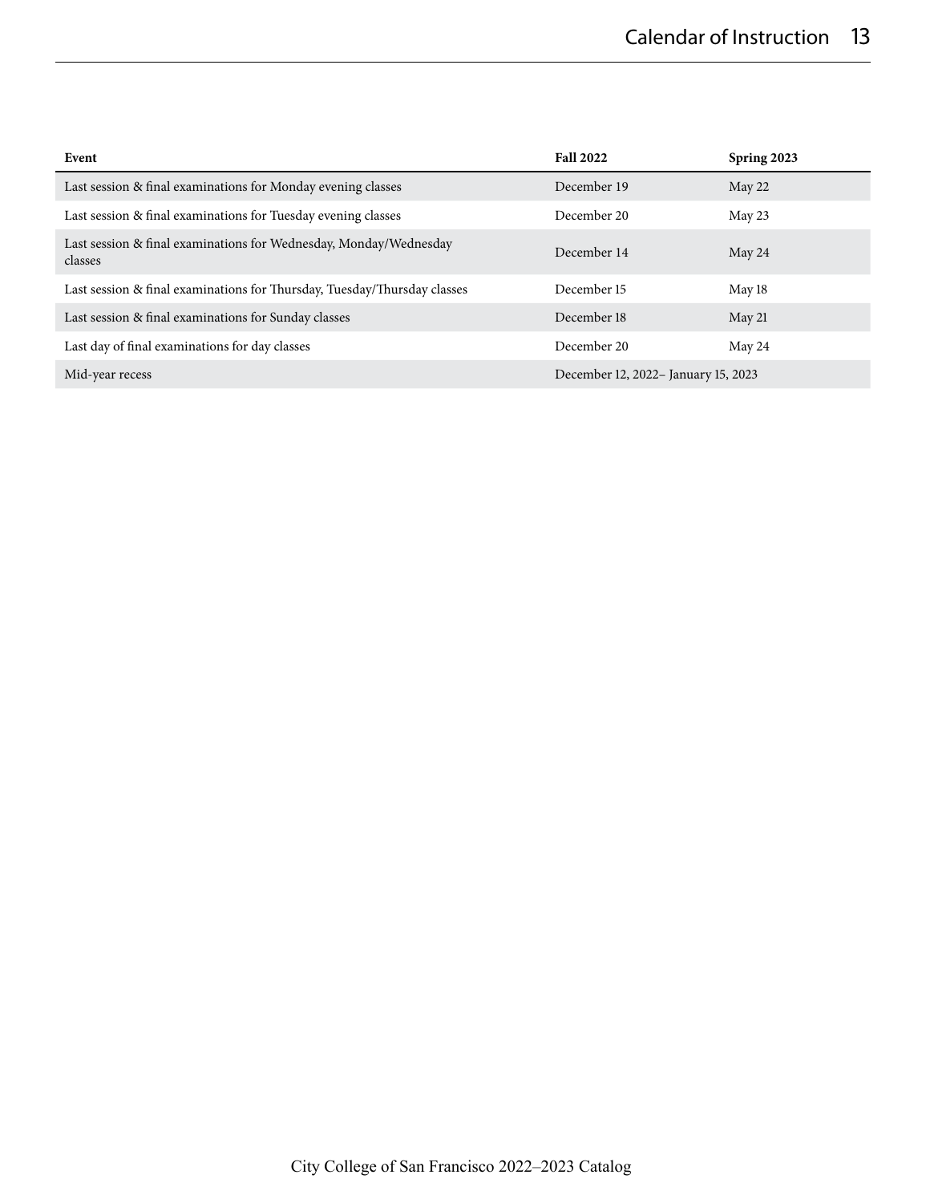| Event | Fall 2022 | Spring 2023 |
|---|---|---|
| Last session & final examinations for Monday evening classes | December 19 | May 22 |
| Last session & final examinations for Tuesday evening classes | December 20 | May 23 |
| Last session & final examinations for Wednesday, Monday/Wednesday classes | December 14 | May 24 |
| Last session & final examinations for Thursday, Tuesday/Thursday classes | December 15 | May 18 |
| Last session & final examinations for Sunday classes | December 18 | May 21 |
| Last day of final examinations for day classes | December 20 | May 24 |
| Mid-year recess | December 12, 2022– January 15, 2023 | |